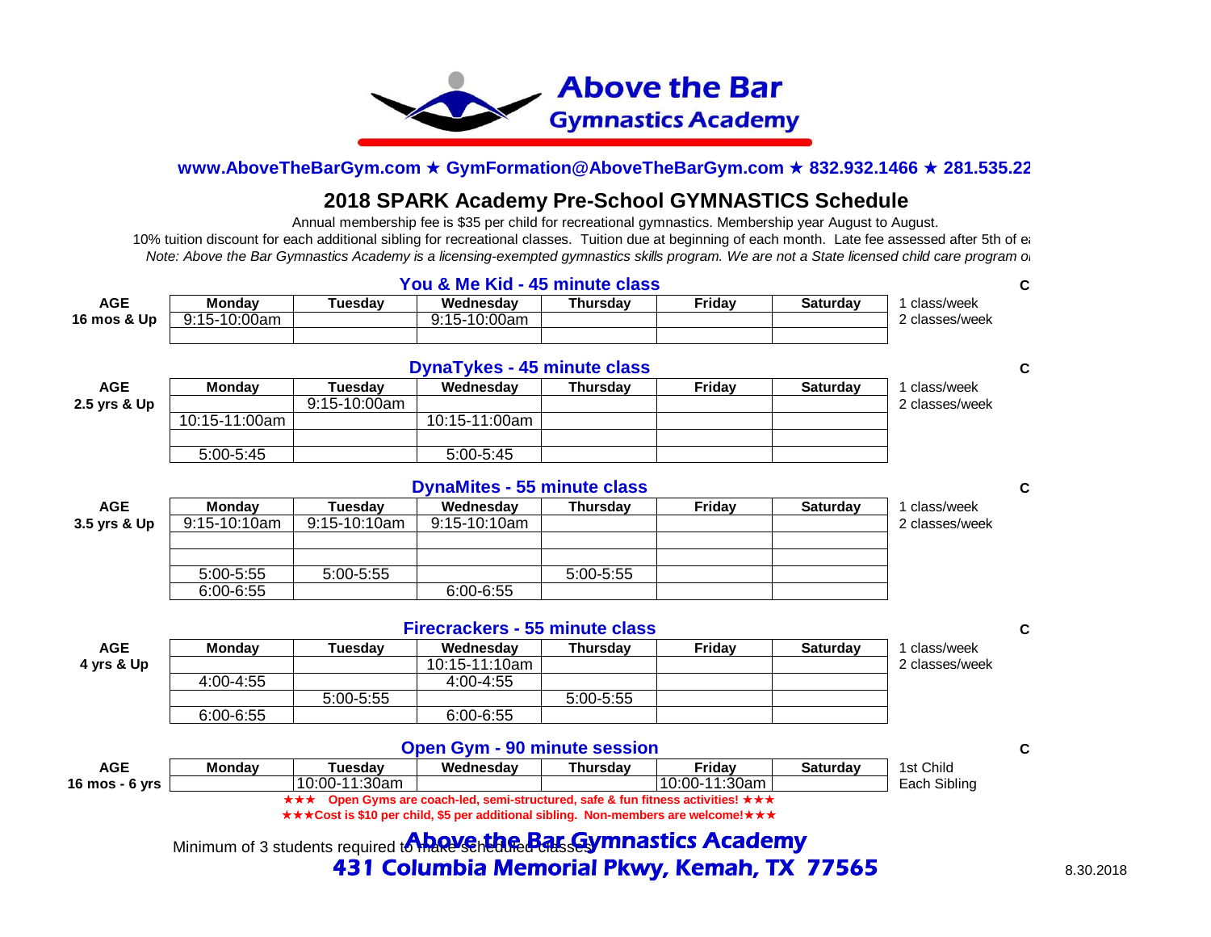# Above the Bar Gymnastics Academy

**www.AboveTheBarGym.com ★ GymFormation@AboveTheBarGym.com ★ 832.932.1466 ★ 281.535.22**

## 2018 SPARK Academy Pre-School GYMNASTICS Schedule

Annual membership fee is $35 per child for recreational gymnastics. Membership year August to August.

10% tuition discount for each additional sibling for recreational classes. Tuition due at beginning of each month. Late fee assessed after 5th of e

*Note: Above the Bar Gymnastics Academy is a licensing-exempted gymnastics skills program. We are not a State licensed child care program o*

### You & Me Kid - 45 minute class

| AGE | Monday | Tuesday | Wednesday | Thursday | Friday | Saturday | C |
|---|---|---|---|---|---|---|---|
| 16 mos & Up | 9:15-10:00am | | 9:15-10:00am | | | | 1 class/week |
| | | | | | | | 2 classes/week |

### DynaTykes - 45 minute class

| AGE | Monday | Tuesday | Wednesday | Thursday | Friday | Saturday | C |
|---|---|---|---|---|---|---|---|
| 2.5 yrs & Up | | 9:15-10:00am | | | | | 1 class/week |
| | 10:15-11:00am | | 10:15-11:00am | | | | 2 classes/week |
| | | | | | | | |
| | 5:00-5:45 | | 5:00-5:45 | | | | |

### DynaMites - 55 minute class

| AGE | Monday | Tuesday | Wednesday | Thursday | Friday | Saturday | C |
|---|---|---|---|---|---|---|---|
| 3.5 yrs & Up | 9:15-10:10am | 9:15-10:10am | 9:15-10:10am | | | | 1 class/week |
| | | | | | | | 2 classes/week |
| | | | | | | | |
| | 5:00-5:55 | 5:00-5:55 | | 5:00-5:55 | | | |
| | 6:00-6:55 | | 6:00-6:55 | | | | |

### Firecrackers - 55 minute class

| AGE | Monday | Tuesday | Wednesday | Thursday | Friday | Saturday | C |
|---|---|---|---|---|---|---|---|
| 4 yrs & Up | | | 10:15-11:10am | | | | 1 class/week |
| | 4:00-4:55 | | 4:00-4:55 | | | | 2 classes/week |
| | | 5:00-5:55 | | 5:00-5:55 | | | |
| | 6:00-6:55 | | 6:00-6:55 | | | | |

### Open Gym - 90 minute session

| AGE | Monday | Tuesday | Wednesday | Thursday | Friday | Saturday | C |
|---|---|---|---|---|---|---|---|
| 16 mos - 6 yrs | | 10:00-11:30am | | | 10:00-11:30am | | 1st Child |
| | | | | | | | Each Sibling |

**★★★ Open Gyms are coach-led, semi-structured, safe & fun fitness activities! ★★★**

**★★★Cost is $10 per child, $5 per additional sibling. Non-members are welcome!★★★**

Minimum of 3 students required to make scheduled classes

**Above the Bar Gymnastics Academy**

**431 Columbia Memorial Pkwy, Kemah, TX 77565**

8.30.2018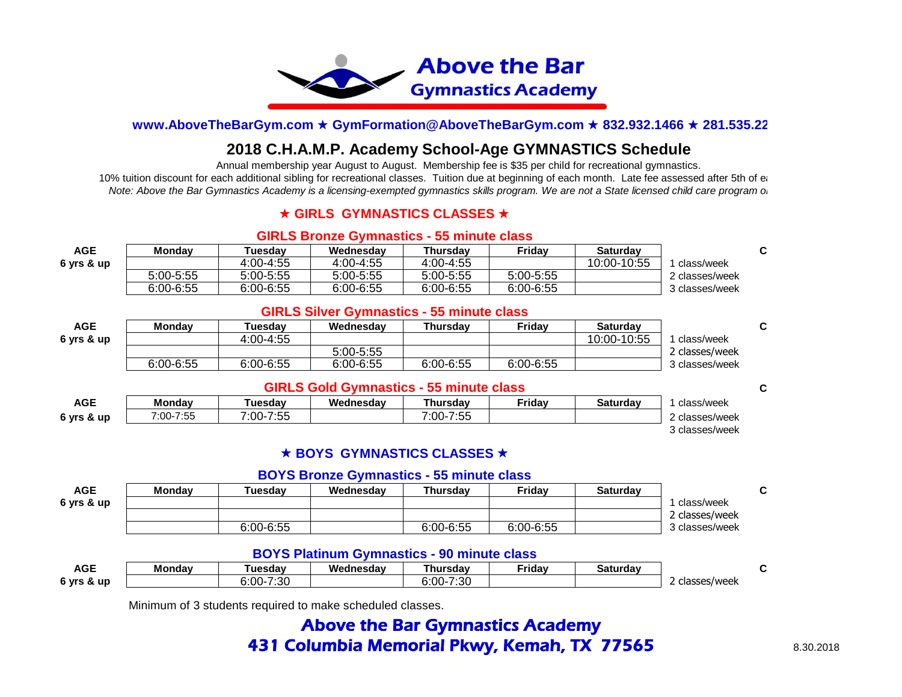# Above the Bar Gymnastics Academy

**www.AboveTheBarGym.com ★ GymFormation@AboveTheBarGym.com ★ 832.932.1466 ★ 281.535.22**

## 2018 C.H.A.M.P. Academy School-Age GYMNASTICS Schedule

Annual membership year August to August. Membership fee is $35 per child for recreational gymnastics.

10% tuition discount for each additional sibling for recreational classes. Tuition due at beginning of each month. Late fee assessed after 5th of ea

*Note: Above the Bar Gymnastics Academy is a licensing-exempted gymnastics skills program. We are not a State licensed child care program o*

### ★ GIRLS GYMNASTICS CLASSES ★

#### GIRLS Bronze Gymnastics - 55 minute class

| AGE | Monday | Tuesday | Wednesday | Thursday | Friday | Saturday | | C |
|---|---|---|---|---|---|---|---|---|
| 6 yrs & up | | 4:00-4:55 | 4:00-4:55 | 4:00-4:55 | | 10:00-10:55 | 1 class/week | |
| | 5:00-5:55 | 5:00-5:55 | 5:00-5:55 | 5:00-5:55 | 5:00-5:55 | | 2 classes/week | |
| | 6:00-6:55 | 6:00-6:55 | 6:00-6:55 | 6:00-6:55 | 6:00-6:55 | | 3 classes/week | |

#### GIRLS Silver Gymnastics - 55 minute class

| AGE | Monday | Tuesday | Wednesday | Thursday | Friday | Saturday | | C |
|---|---|---|---|---|---|---|---|---|
| 6 yrs & up | | 4:00-4:55 | | | | 10:00-10:55 | 1 class/week | |
| | | | 5:00-5:55 | | | | 2 classes/week | |
| | 6:00-6:55 | 6:00-6:55 | 6:00-6:55 | 6:00-6:55 | 6:00-6:55 | | 3 classes/week | |

#### GIRLS Gold Gymnastics - 55 minute class

| AGE | Monday | Tuesday | Wednesday | Thursday | Friday | Saturday | | C |
|---|---|---|---|---|---|---|---|---|
| | | | | | | | 1 class/week | |
| 6 yrs & up | 7:00-7:55 | 7:00-7:55 | | 7:00-7:55 | | | 2 classes/week | |
| | | | | | | | 3 classes/week | |

### ★ BOYS GYMNASTICS CLASSES ★

#### BOYS Bronze Gymnastics - 55 minute class

| AGE | Monday | Tuesday | Wednesday | Thursday | Friday | Saturday | | C |
|---|---|---|---|---|---|---|---|---|
| 6 yrs & up | | | | | | | 1 class/week | |
| | | | | | | | 2 classes/week | |
| | | 6:00-6:55 | | 6:00-6:55 | 6:00-6:55 | | 3 classes/week | |

#### BOYS Platinum Gymnastics - 90 minute class

| AGE | Monday | Tuesday | Wednesday | Thursday | Friday | Saturday | | C |
|---|---|---|---|---|---|---|---|---|
| 6 yrs & up | | 6:00-7:30 | | 6:00-7:30 | | | 2 classes/week | |

Minimum of 3 students required to make scheduled classes.

**Above the Bar Gymnastics Academy**
**431 Columbia Memorial Pkwy, Kemah, TX 77565**

8.30.2018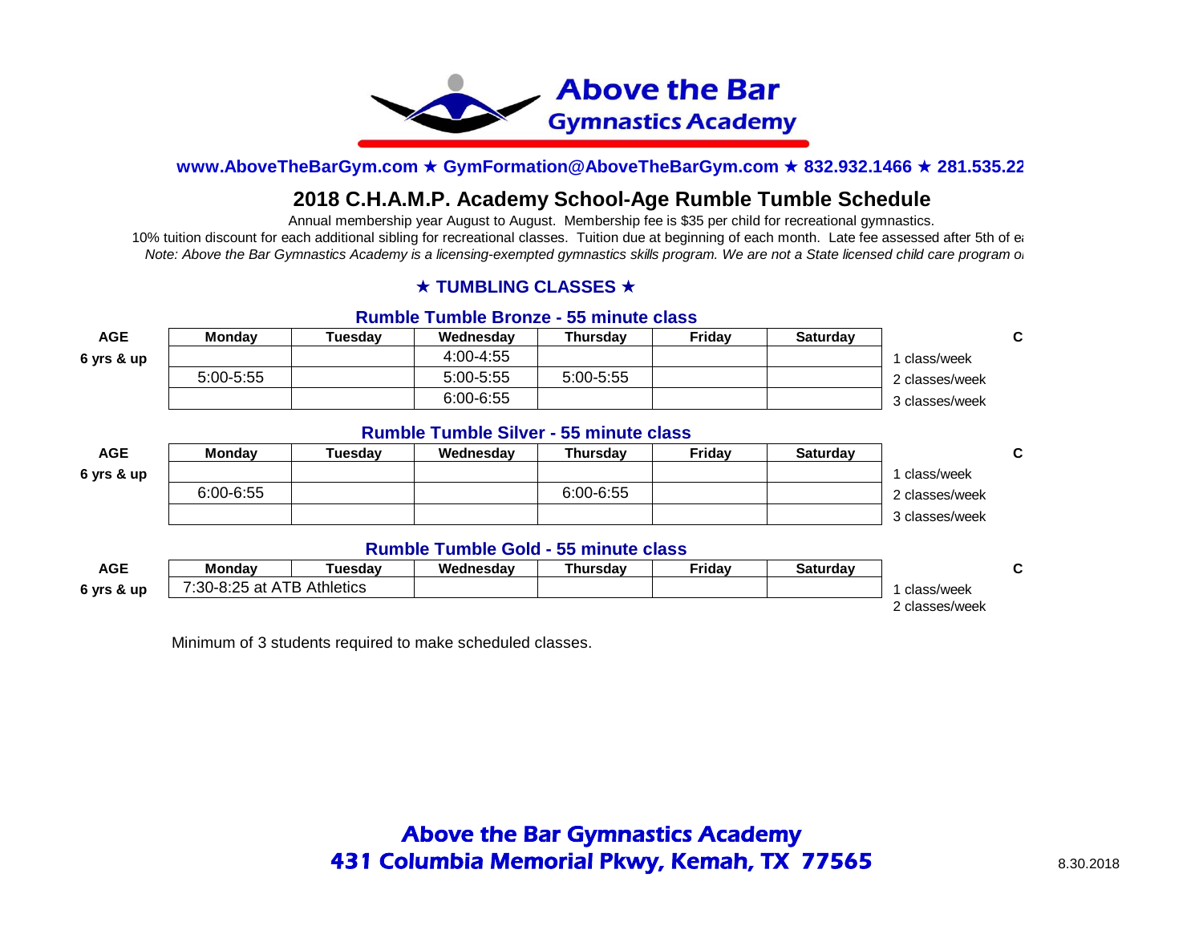# Above the Bar Gymnastics Academy

**www.AboveTheBarGym.com ★ GymFormation@AboveTheBarGym.com ★ 832.932.1466 ★ 281.535.22**

## 2018 C.H.A.M.P. Academy School-Age Rumble Tumble Schedule

Annual membership year August to August. Membership fee is $35 per child for recreational gymnastics.

10% tuition discount for each additional sibling for recreational classes. Tuition due at beginning of each month. Late fee assessed after 5th of ea

*Note: Above the Bar Gymnastics Academy is a licensing-exempted gymnastics skills program. We are not a State licensed child care program o*

### ★ TUMBLING CLASSES ★

#### Rumble Tumble Bronze - 55 minute class

| AGE | Monday | Tuesday | Wednesday | Thursday | Friday | Saturday | | C |
|---|---|---|---|---|---|---|---|---|
| 6 yrs & up | | | 4:00-4:55 | | | | 1 class/week | |
| | 5:00-5:55 | | 5:00-5:55 | 5:00-5:55 | | | 2 classes/week | |
| | | | 6:00-6:55 | | | | 3 classes/week | |

#### Rumble Tumble Silver - 55 minute class

| AGE | Monday | Tuesday | Wednesday | Thursday | Friday | Saturday | | C |
|---|---|---|---|---|---|---|---|---|
| 6 yrs & up | | | | | | | 1 class/week | |
| | 6:00-6:55 | | | 6:00-6:55 | | | 2 classes/week | |
| | | | | | | | 3 classes/week | |

#### Rumble Tumble Gold - 55 minute class

| AGE | Monday | Tuesday | Wednesday | Thursday | Friday | Saturday | | C |
|---|---|---|---|---|---|---|---|---|
| 6 yrs & up | 7:30-8:25 at ATB Athletics | | | | | | 1 class/week | |
| | | | | | | | 2 classes/week | |

Minimum of 3 students required to make scheduled classes.

**Above the Bar Gymnastics Academy**
**431 Columbia Memorial Pkwy, Kemah, TX 77565**

8.30.2018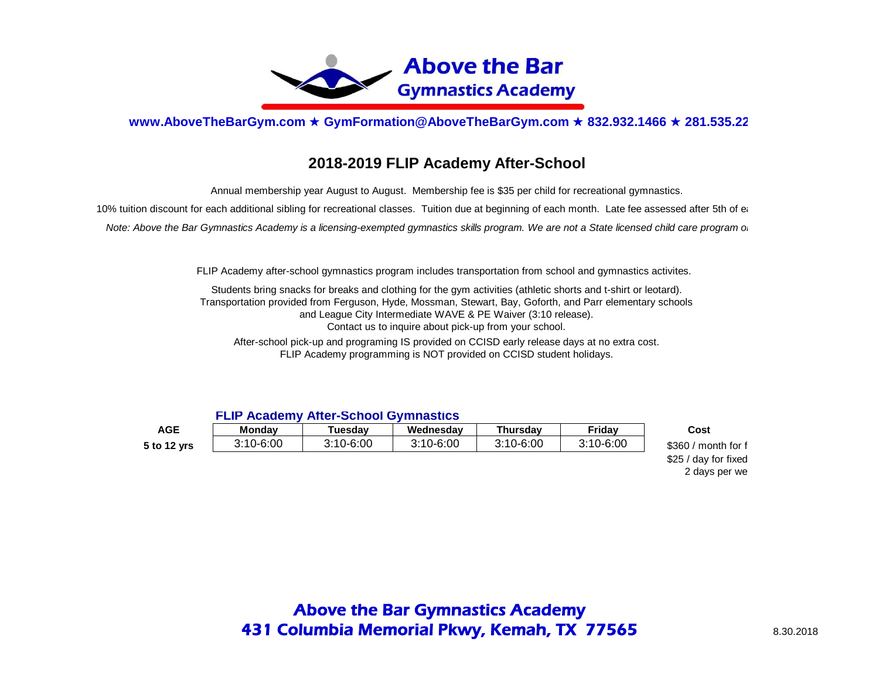# Above the Bar Gymnastics Academy

**www.AboveTheBarGym.com ★ GymFormation@AboveTheBarGym.com ★ 832.932.1466 ★ 281.535.22**

## 2018-2019 FLIP Academy After-School

Annual membership year August to August. Membership fee is $35 per child for recreational gymnastics.

10% tuition discount for each additional sibling for recreational classes. Tuition due at beginning of each month. Late fee assessed after 5th of ea

*Note: Above the Bar Gymnastics Academy is a licensing-exempted gymnastics skills program. We are not a State licensed child care program o*

FLIP Academy after-school gymnastics program includes transportation from school and gymnastics activites.

Students bring snacks for breaks and clothing for the gym activities (athletic shorts and t-shirt or leotard).
Transportation provided from Ferguson, Hyde, Mossman, Stewart, Bay, Goforth, and Parr elementary schools
and League City Intermediate WAVE & PE Waiver (3:10 release).
Contact us to inquire about pick-up from your school.

After-school pick-up and programing IS provided on CCISD early release days at no extra cost.
FLIP Academy programming is NOT provided on CCISD student holidays.

### FLIP Academy After-School Gymnastics

| AGE | Monday | Tuesday | Wednesday | Thursday | Friday | Cost |
|---|---|---|---|---|---|---|
| 5 to 12 yrs | 3:10-6:00 | 3:10-6:00 | 3:10-6:00 | 3:10-6:00 | 3:10-6:00 | $360 / month for f<br>$25 / day for fixed<br>2 days per we |

**Above the Bar Gymnastics Academy**
**431 Columbia Memorial Pkwy, Kemah, TX 77565**

8.30.2018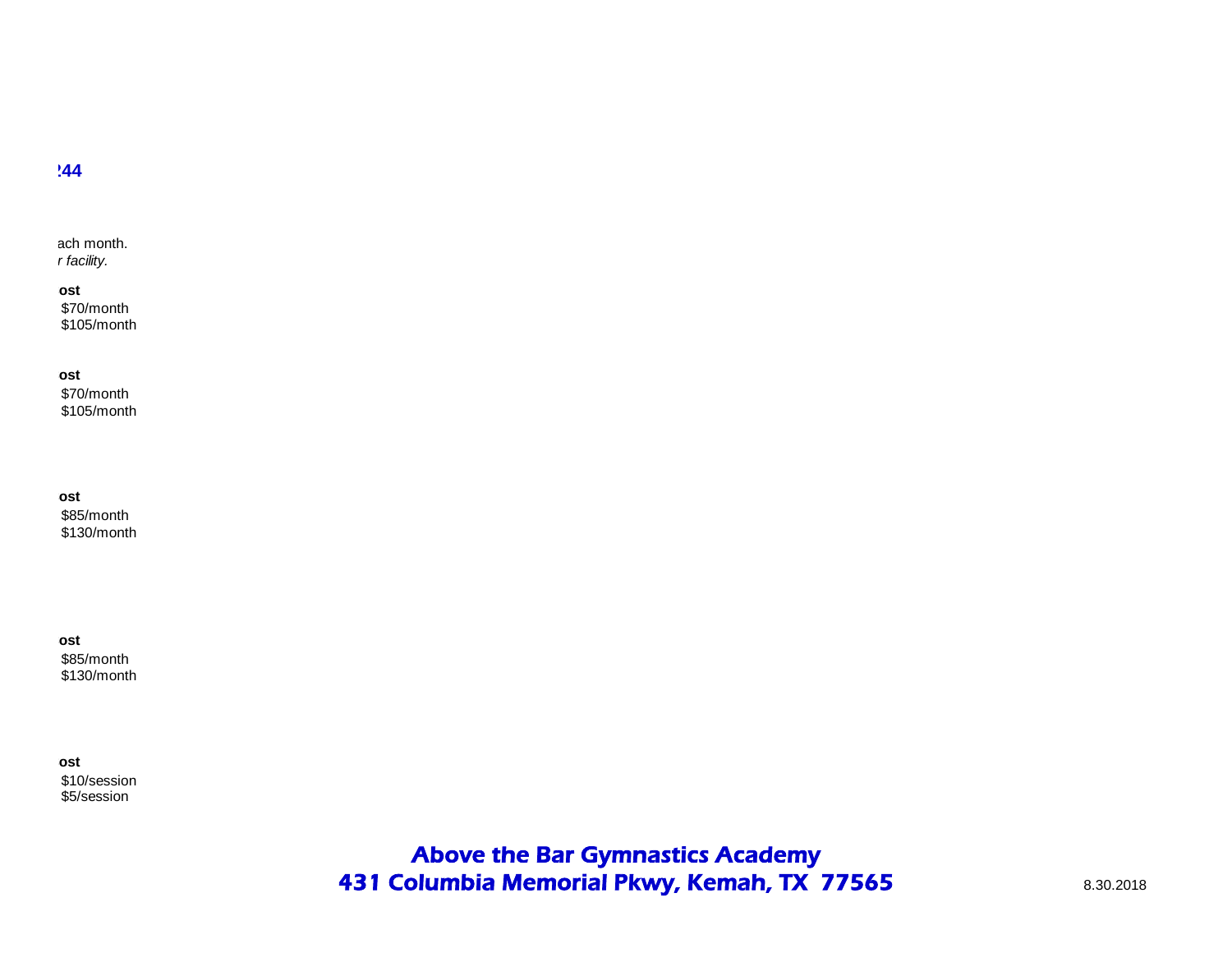**244**

ach month.
*r facility.*

**ost**
$70/month
$105/month

**ost**
$70/month
$105/month

**ost**
$85/month
$130/month

**ost**
$85/month
$130/month

**ost**
$10/session
$5/session

**Above the Bar Gymnastics Academy**
**431 Columbia Memorial Pkwy, Kemah, TX 77565**

8.30.2018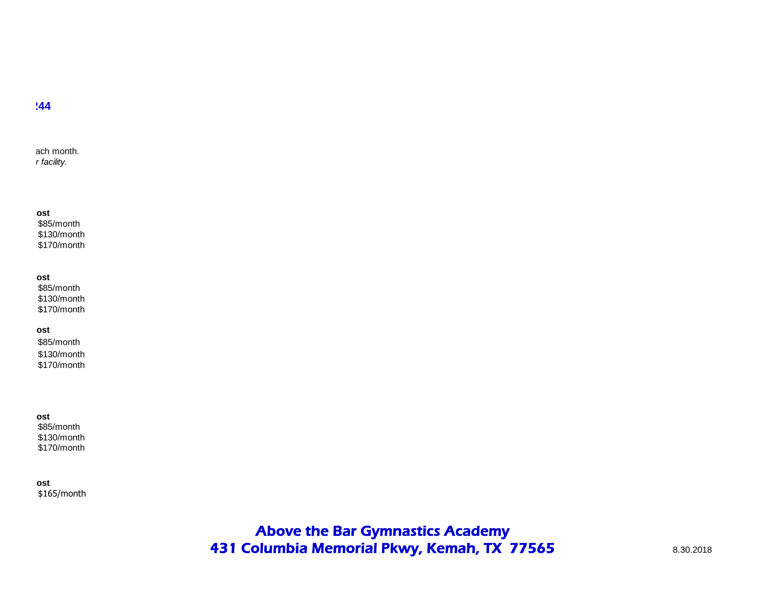**244**

ach month.
*r facility.*

**ost**
$85/month
$130/month
$170/month

**ost**
$85/month
$130/month
$170/month

**ost**
$85/month
$130/month
$170/month

**ost**
$85/month
$130/month
$170/month

**ost**
$165/month

**Above the Bar Gymnastics Academy**
**431 Columbia Memorial Pkwy, Kemah, TX 77565**

8.30.2018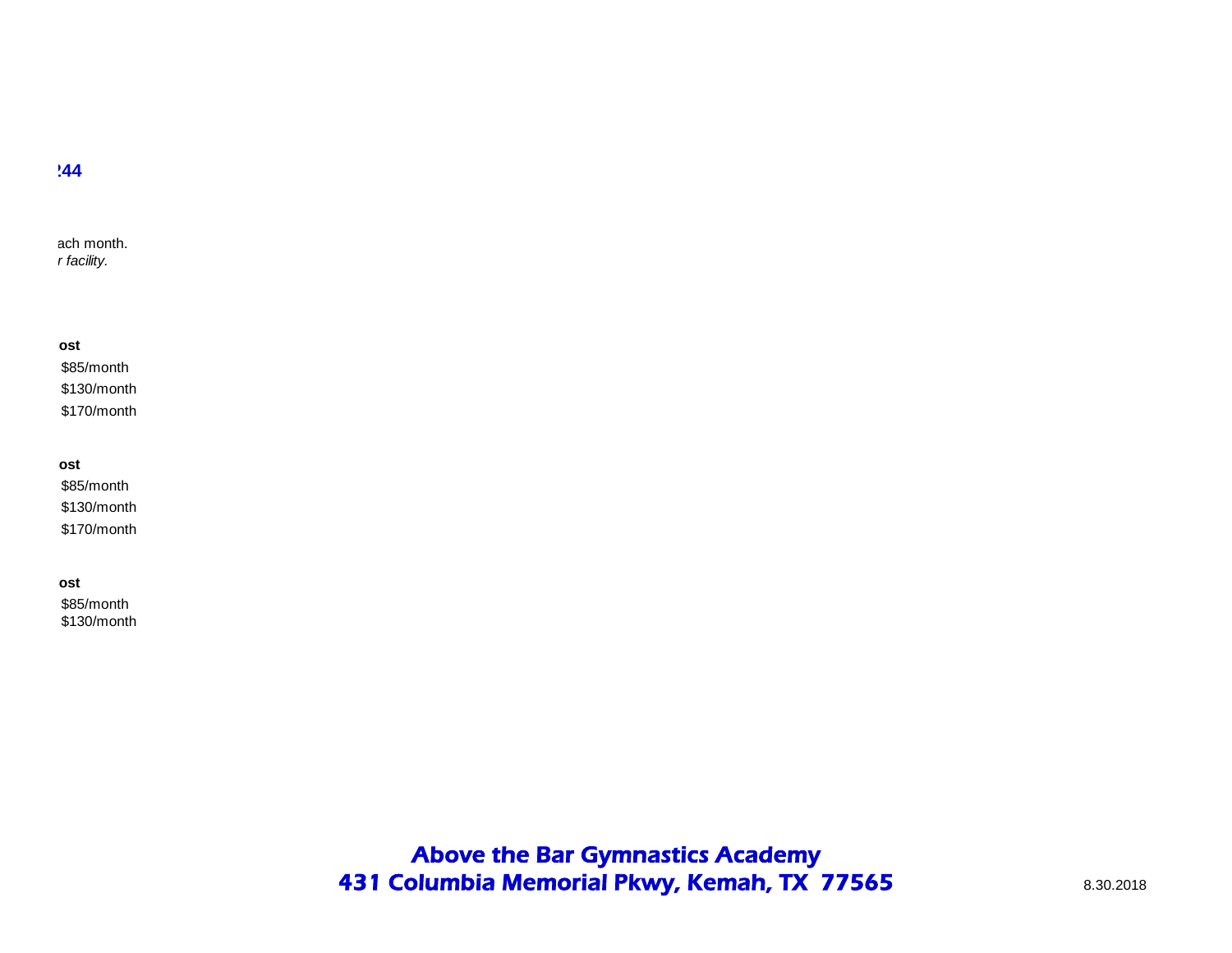**244**

ach month.
*r facility.*

| ost |
|---|
| $85/month |
| $130/month |
| $170/month |

| ost |
|---|
| $85/month |
| $130/month |
| $170/month |

| ost |
|---|
| $85/month |
| $130/month |

**Above the Bar Gymnastics Academy**
**431 Columbia Memorial Pkwy, Kemah, TX 77565**

8.30.2018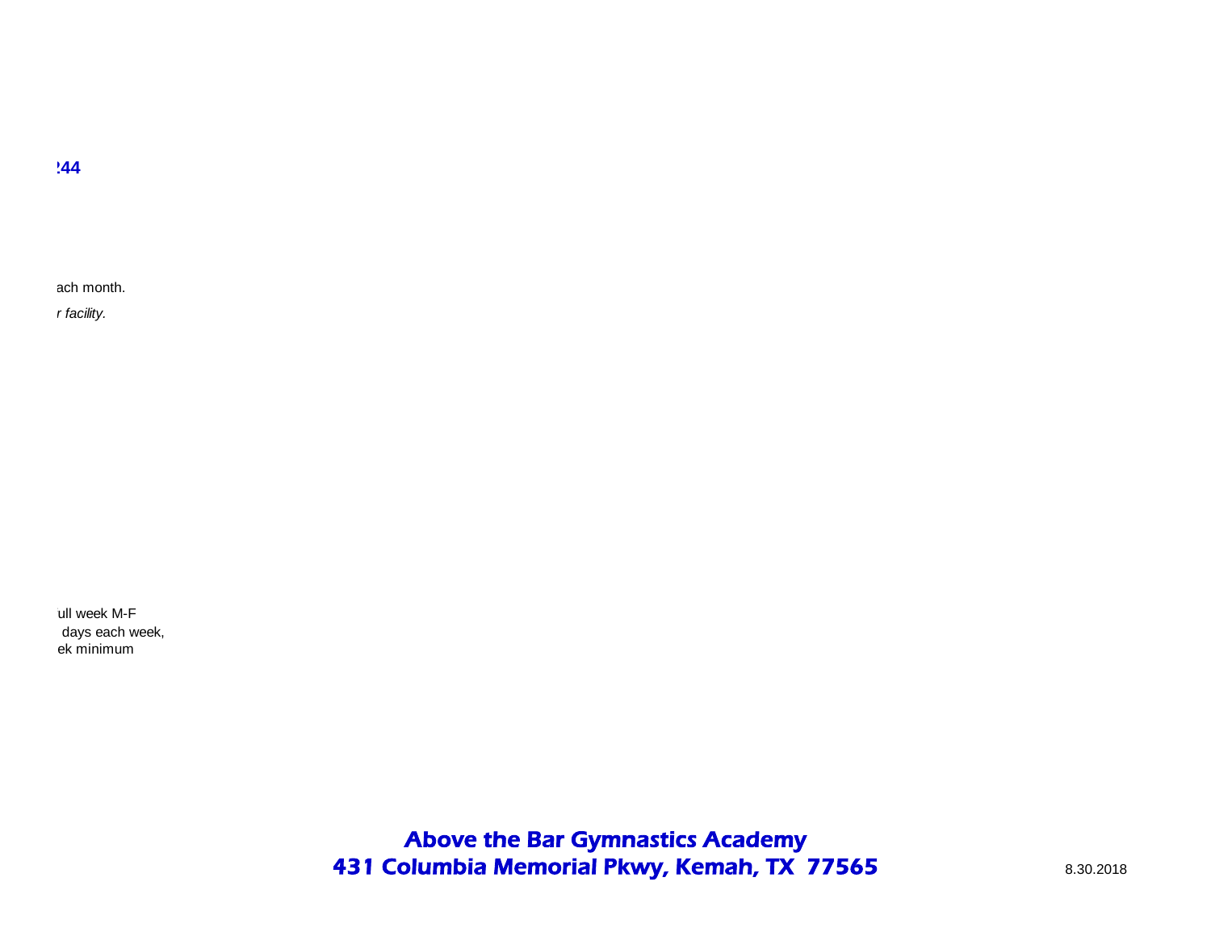**244**

ach month.

*r facility.*

ull week M-F
days each week,
ek minimum

**Above the Bar Gymnastics Academy**
**431 Columbia Memorial Pkwy, Kemah, TX 77565**

8.30.2018